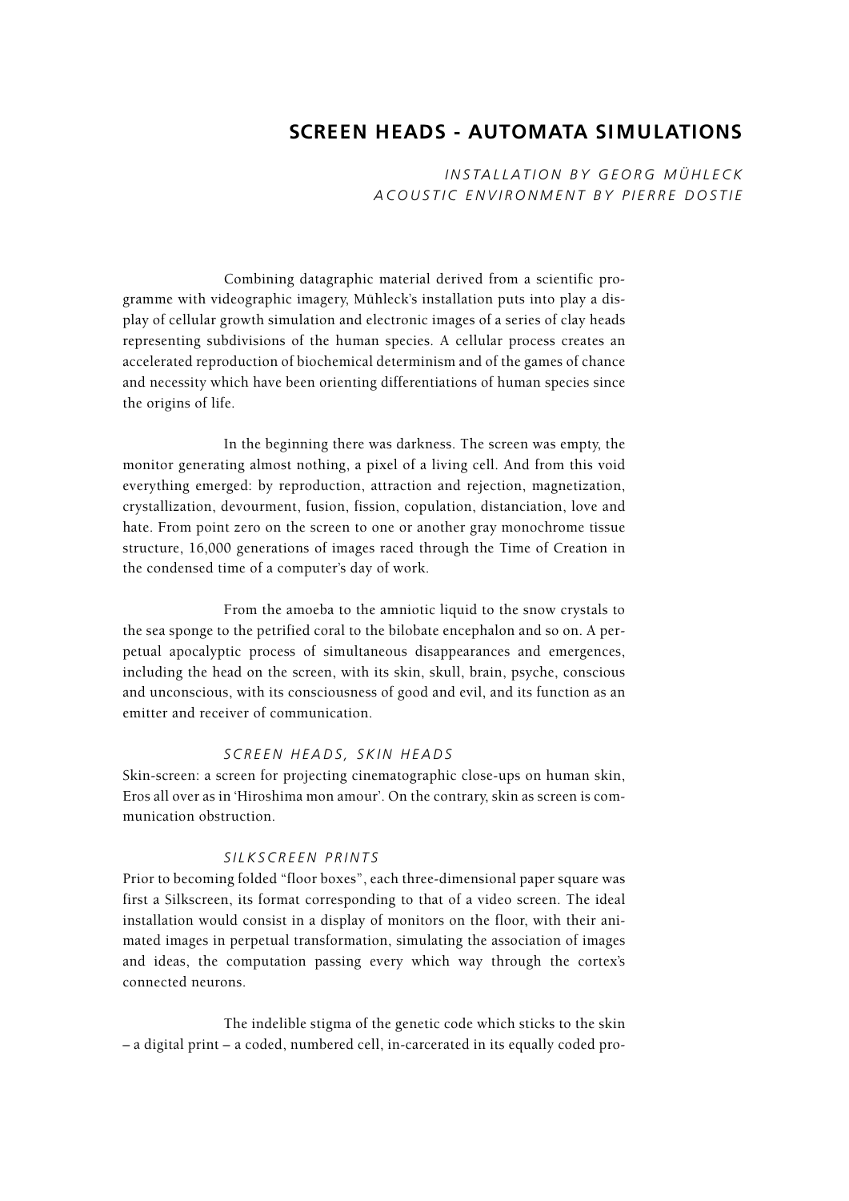# SCREEN HEADS - AUTOMATA SIMULATIONS

*INSTALLATION BY GEORG MÜHLECK*
*ACOUSTIC ENVIRONMENT BY PIERRE DOSTIE*

Combining datagraphic material derived from a scientific programme with videographic imagery, Mühleck's installation puts into play a display of cellular growth simulation and electronic images of a series of clay heads representing subdivisions of the human species. A cellular process creates an accelerated reproduction of biochemical determinism and of the games of chance and necessity which have been orienting differentiations of human species since the origins of life.

In the beginning there was darkness. The screen was empty, the monitor generating almost nothing, a pixel of a living cell. And from this void everything emerged: by reproduction, attraction and rejection, magnetization, crystallization, devourment, fusion, fission, copulation, distanciation, love and hate. From point zero on the screen to one or another gray monochrome tissue structure, 16,000 generations of images raced through the Time of Creation in the condensed time of a computer's day of work.

From the amoeba to the amniotic liquid to the snow crystals to the sea sponge to the petrified coral to the bilobate encephalon and so on. A perpetual apocalyptic process of simultaneous disappearances and emergences, including the head on the screen, with its skin, skull, brain, psyche, conscious and unconscious, with its consciousness of good and evil, and its function as an emitter and receiver of communication.

*SCREEN HEADS, SKIN HEADS*

Skin-screen: a screen for projecting cinematographic close-ups on human skin, Eros all over as in 'Hiroshima mon amour'. On the contrary, skin as screen is communication obstruction.

*SILKSCREEN PRINTS*

Prior to becoming folded "floor boxes", each three-dimensional paper square was first a Silkscreen, its format corresponding to that of a video screen. The ideal installation would consist in a display of monitors on the floor, with their animated images in perpetual transformation, simulating the association of images and ideas, the computation passing every which way through the cortex's connected neurons.

The indelible stigma of the genetic code which sticks to the skin – a digital print – a coded, numbered cell, in-carcerated in its equally coded pro-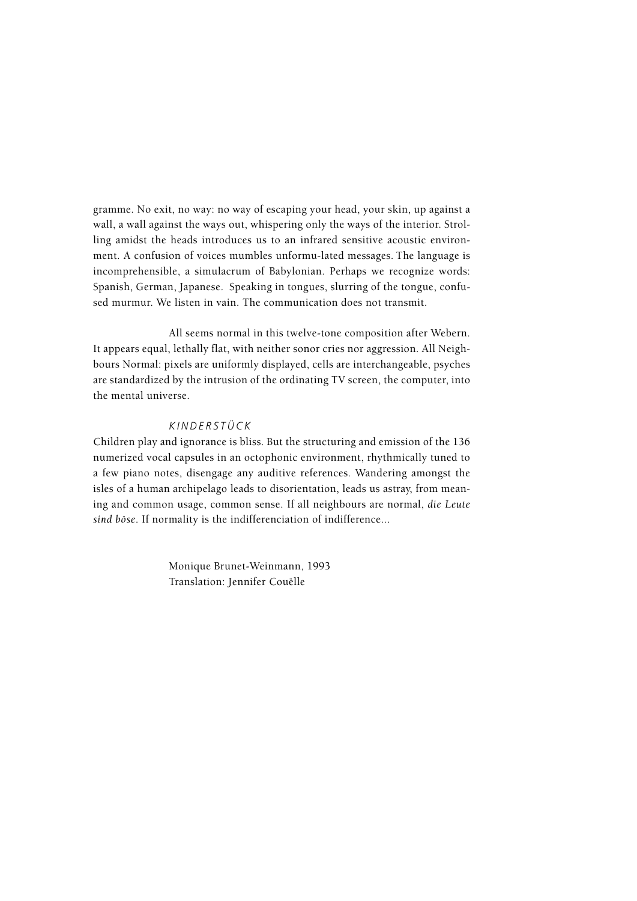gramme. No exit, no way: no way of escaping your head, your skin, up against a wall, a wall against the ways out, whispering only the ways of the interior. Strolling amidst the heads introduces us to an infrared sensitive acoustic environment. A confusion of voices mumbles unformu-lated messages. The language is incomprehensible, a simulacrum of Babylonian. Perhaps we recognize words: Spanish, German, Japanese. Speaking in tongues, slurring of the tongue, confused murmur. We listen in vain. The communication does not transmit.

All seems normal in this twelve-tone composition after Webern. It appears equal, lethally flat, with neither sonor cries nor aggression. All Neighbours Normal: pixels are uniformly displayed, cells are interchangeable, psyches are standardized by the intrusion of the ordinating TV screen, the computer, into the mental universe.

### *KINDERSTÜCK*

Children play and ignorance is bliss. But the structuring and emission of the 136 numerized vocal capsules in an octophonic environment, rhythmically tuned to a few piano notes, disengage any auditive references. Wandering amongst the isles of a human archipelago leads to disorientation, leads us astray, from meaning and common usage, common sense. If all neighbours are normal, *die Leute sind böse*. If normality is the indifferenciation of indifference...

Monique Brunet-Weinmann, 1993
Translation: Jennifer Couëlle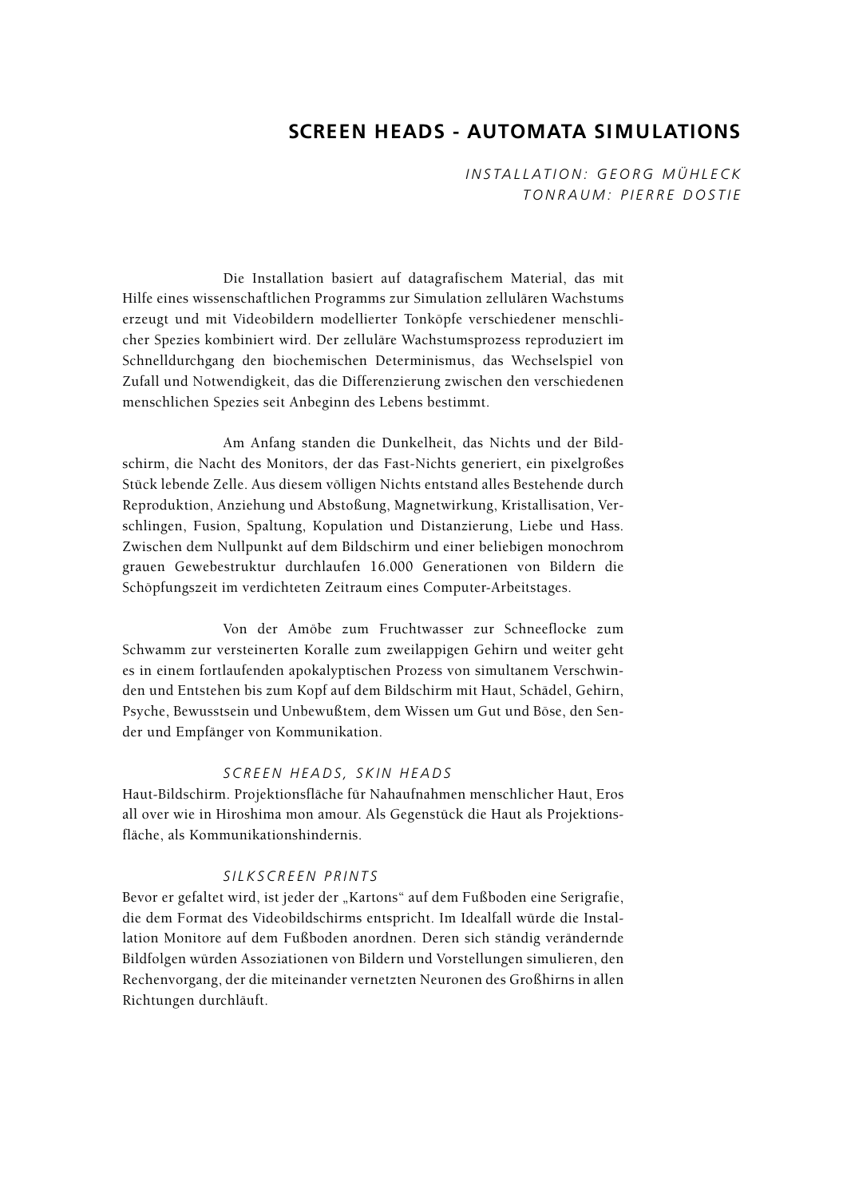# SCREEN HEADS - AUTOMATA SIMULATIONS

*INSTALLATION: GEORG MÜHLECK*
*TONRAUM: PIERRE DOSTIE*

Die Installation basiert auf datagrafischem Material, das mit Hilfe eines wissenschaftlichen Programms zur Simulation zellulären Wachstums erzeugt und mit Videobildern modellierter Tonköpfe verschiedener menschlicher Spezies kombiniert wird. Der zelluläre Wachstumsprozess reproduziert im Schnelldurchgang den biochemischen Determinismus, das Wechselspiel von Zufall und Notwendigkeit, das die Differenzierung zwischen den verschiedenen menschlichen Spezies seit Anbeginn des Lebens bestimmt.

Am Anfang standen die Dunkelheit, das Nichts und der Bildschirm, die Nacht des Monitors, der das Fast-Nichts generiert, ein pixelgroßes Stück lebende Zelle. Aus diesem völligen Nichts entstand alles Bestehende durch Reproduktion, Anziehung und Abstoßung, Magnetwirkung, Kristallisation, Verschlingen, Fusion, Spaltung, Kopulation und Distanzierung, Liebe und Hass. Zwischen dem Nullpunkt auf dem Bildschirm und einer beliebigen monochrom grauen Gewebestruktur durchlaufen 16.000 Generationen von Bildern die Schöpfungszeit im verdichteten Zeitraum eines Computer-Arbeitstages.

Von der Amöbe zum Fruchtwasser zur Schneeflocke zum Schwamm zur versteinerten Koralle zum zweilappigen Gehirn und weiter geht es in einem fortlaufenden apokalyptischen Prozess von simultanem Verschwinden und Entstehen bis zum Kopf auf dem Bildschirm mit Haut, Schädel, Gehirn, Psyche, Bewusstsein und Unbewußtem, dem Wissen um Gut und Böse, den Sender und Empfänger von Kommunikation.

*SCREEN HEADS, SKIN HEADS*

Haut-Bildschirm. Projektionsfläche für Nahaufnahmen menschlicher Haut, Eros all over wie in Hiroshima mon amour. Als Gegenstück die Haut als Projektionsfläche, als Kommunikationshindernis.

*SILKSCREEN PRINTS*

Bevor er gefaltet wird, ist jeder der „Kartons“ auf dem Fußboden eine Serigrafie, die dem Format des Videobildschirms entspricht. Im Idealfall würde die Installation Monitore auf dem Fußboden anordnen. Deren sich ständig verändernde Bildfolgen würden Assoziationen von Bildern und Vorstellungen simulieren, den Rechenvorgang, der die miteinander vernetzten Neuronen des Großhirns in allen Richtungen durchläuft.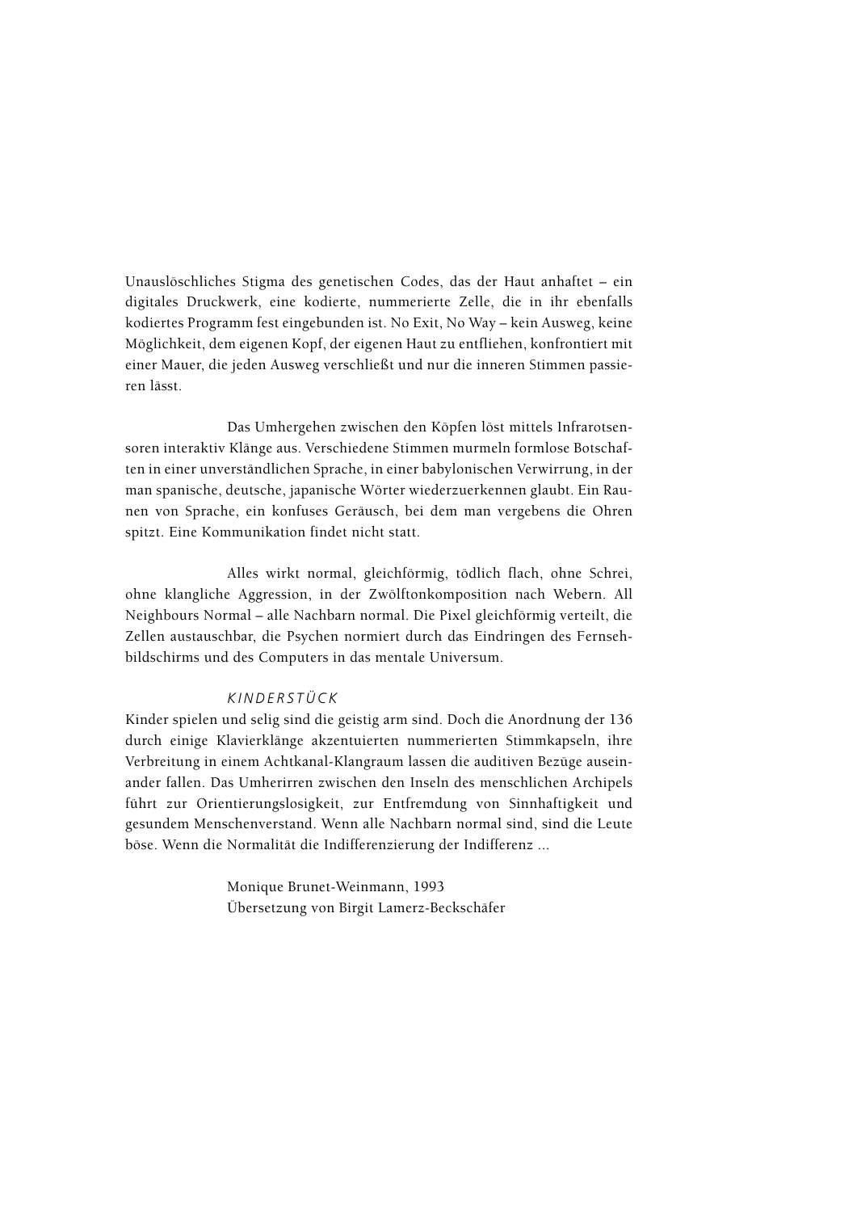Unauslöschliches Stigma des genetischen Codes, das der Haut anhaftet – ein digitales Druckwerk, eine kodierte, nummerierte Zelle, die in ihr ebenfalls kodiertes Programm fest eingebunden ist. No Exit, No Way – kein Ausweg, keine Möglichkeit, dem eigenen Kopf, der eigenen Haut zu entfliehen, konfrontiert mit einer Mauer, die jeden Ausweg verschließt und nur die inneren Stimmen passieren lässt.

Das Umhergehen zwischen den Köpfen löst mittels Infrarotsensoren interaktiv Klänge aus. Verschiedene Stimmen murmeln formlose Botschaften in einer unverständlichen Sprache, in einer babylonischen Verwirrung, in der man spanische, deutsche, japanische Wörter wiederzuerkennen glaubt. Ein Raunen von Sprache, ein konfuses Geräusch, bei dem man vergebens die Ohren spitzt. Eine Kommunikation findet nicht statt.

Alles wirkt normal, gleichförmig, tödlich flach, ohne Schrei, ohne klangliche Aggression, in der Zwölftonkomposition nach Webern. All Neighbours Normal – alle Nachbarn normal. Die Pixel gleichförmig verteilt, die Zellen austauschbar, die Psychen normiert durch das Eindringen des Fernsehbildschirms und des Computers in das mentale Universum.

*KINDERSTÜCK*

Kinder spielen und selig sind die geistig arm sind. Doch die Anordnung der 136 durch einige Klavierklänge akzentuierten nummerierten Stimmkapseln, ihre Verbreitung in einem Achtkanal-Klangraum lassen die auditiven Bezüge auseinander fallen. Das Umherirren zwischen den Inseln des menschlichen Archipels führt zur Orientierungslosigkeit, zur Entfremdung von Sinnhaftigkeit und gesundem Menschenverstand. Wenn alle Nachbarn normal sind, sind die Leute böse. Wenn die Normalität die Indifferenzierung der Indifferenz ...

Monique Brunet-Weinmann, 1993
Übersetzung von Birgit Lamerz-Beckschäfer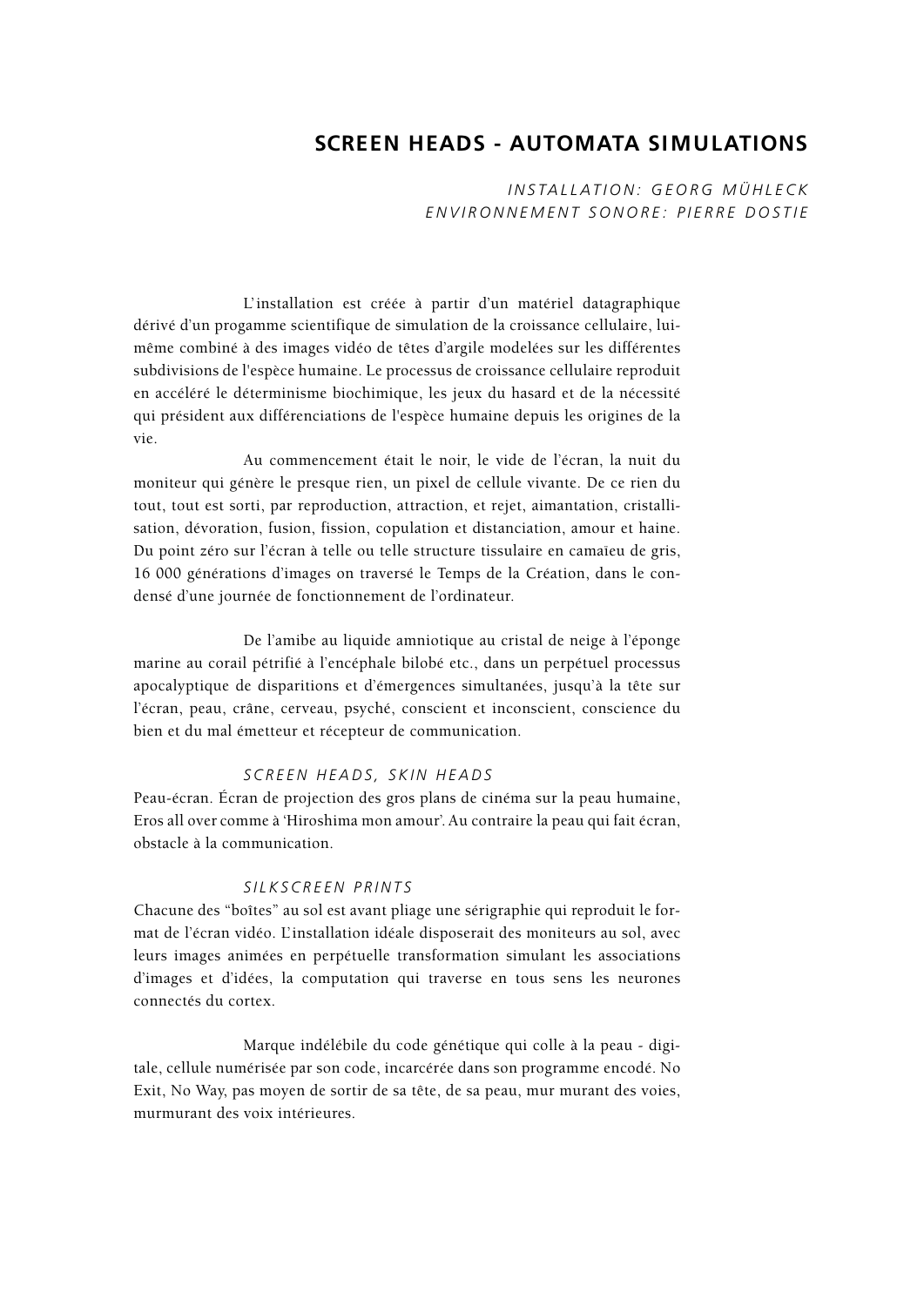## SCREEN HEADS - AUTOMATA SIMULATIONS

*INSTALLATION: GEORG MÜHLECK*
*ENVIRONNEMENT SONORE: PIERRE DOSTIE*

L'installation est créée à partir d'un matériel datagraphique dérivé d'un progamme scientifique de simulation de la croissance cellulaire, lui-même combiné à des images vidéo de têtes d'argile modelées sur les différentes subdivisions de l'espèce humaine. Le processus de croissance cellulaire reproduit en accéléré le déterminisme biochimique, les jeux du hasard et de la nécessité qui président aux différenciations de l'espèce humaine depuis les origines de la vie.

Au commencement était le noir, le vide de l'écran, la nuit du moniteur qui génère le presque rien, un pixel de cellule vivante. De ce rien du tout, tout est sorti, par reproduction, attraction, et rejet, aimantation, cristallisation, dévoration, fusion, fission, copulation et distanciation, amour et haine. Du point zéro sur l'écran à telle ou telle structure tissulaire en camaïeu de gris, 16 000 générations d'images on traversé le Temps de la Création, dans le condensé d'une journée de fonctionnement de l'ordinateur.

De l'amibe au liquide amniotique au cristal de neige à l'éponge marine au corail pétrifié à l'encéphale bilobé etc., dans un perpétuel processus apocalyptique de disparitions et d'émergences simultanées, jusqu'à la tête sur l'écran, peau, crâne, cerveau, psyché, conscient et inconscient, conscience du bien et du mal émetteur et récepteur de communication.

*SCREEN HEADS, SKIN HEADS*

Peau-écran. Écran de projection des gros plans de cinéma sur la peau humaine, Eros all over comme à 'Hiroshima mon amour'. Au contraire la peau qui fait écran, obstacle à la communication.

*SILKSCREEN PRINTS*

Chacune des "boîtes" au sol est avant pliage une sérigraphie qui reproduit le format de l'écran vidéo. L'installation idéale disposerait des moniteurs au sol, avec leurs images animées en perpétuelle transformation simulant les associations d'images et d'idées, la computation qui traverse en tous sens les neurones connectés du cortex.

Marque indélébile du code génétique qui colle à la peau - digitale, cellule numérisée par son code, incarcérée dans son programme encodé. No Exit, No Way, pas moyen de sortir de sa tête, de sa peau, mur murant des voies, murmurant des voix intérieures.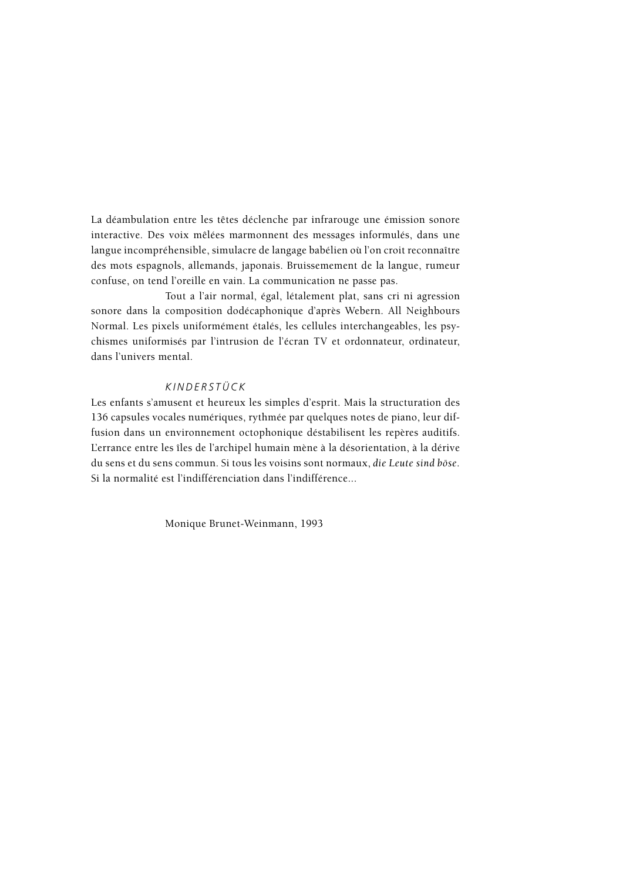La déambulation entre les têtes déclenche par infrarouge une émission sonore interactive. Des voix mêlées marmonnent des messages informulés, dans une langue incompréhensible, simulacre de langage babélien où l'on croit reconnaître des mots espagnols, allemands, japonais. Bruissemement de la langue, rumeur confuse, on tend l'oreille en vain. La communication ne passe pas.

Tout a l'air normal, égal, létalement plat, sans cri ni agression sonore dans la composition dodécaphonique d'après Webern. All Neighbours Normal. Les pixels uniformément étalés, les cellules interchangeables, les psychismes uniformisés par l'intrusion de l'écran TV et ordonnateur, ordinateur, dans l'univers mental.

*KINDERSTÜCK*

Les enfants s'amusent et heureux les simples d'esprit. Mais la structuration des 136 capsules vocales numériques, rythmée par quelques notes de piano, leur diffusion dans un environnement octophonique déstabilisent les repères auditifs. L'errance entre les îles de l'archipel humain mène à la désorientation, à la dérive du sens et du sens commun. Si tous les voisins sont normaux, *die Leute sind böse*. Si la normalité est l'indifférenciation dans l'indifférence...

Monique Brunet-Weinmann, 1993